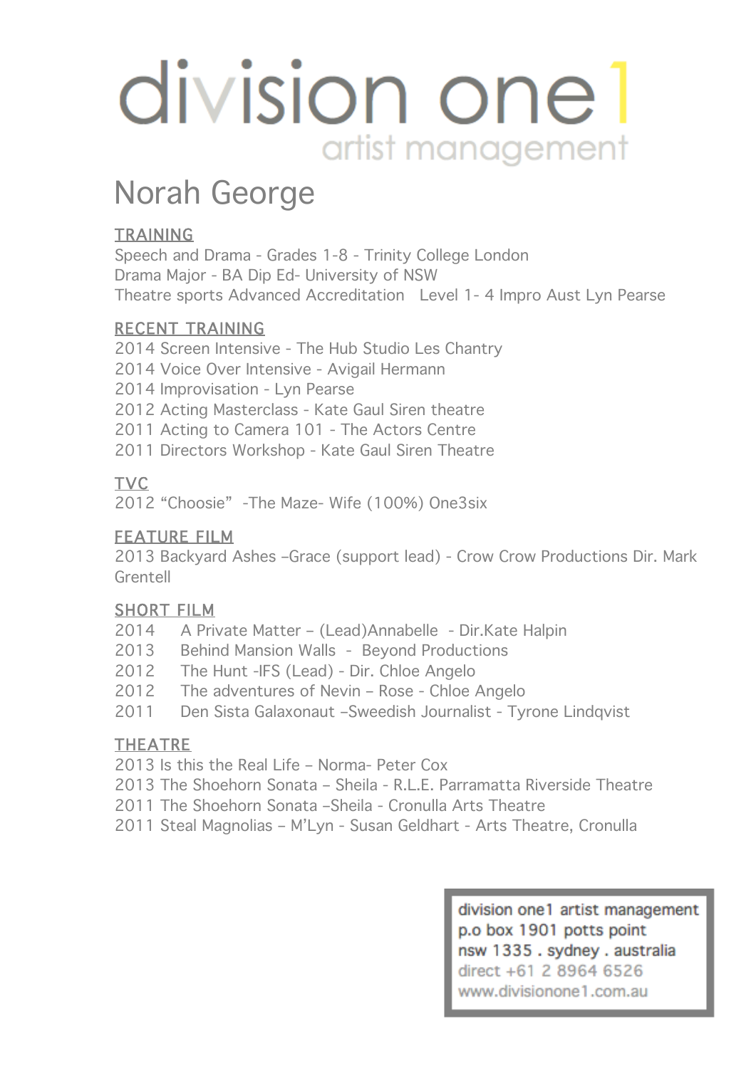# division one1

artist management

## Norah George

### TRAINING

Speech and Drama - Grades 1-8 - Trinity College London
Drama Major - BA Dip Ed- University of NSW
Theatre sports Advanced Accreditation   Level 1- 4 Impro Aust Lyn Pearse

### RECENT TRAINING

2014 Screen Intensive - The Hub Studio Les Chantry
2014 Voice Over Intensive - Avigail Hermann
2014 Improvisation - Lyn Pearse
2012 Acting Masterclass - Kate Gaul Siren theatre
2011 Acting to Camera 101 - The Actors Centre
2011 Directors Workshop - Kate Gaul Siren Theatre

### TVC

2012 "Choosie"  -The Maze- Wife (100%) One3six

### FEATURE FILM

2013 Backyard Ashes –Grace (support lead) - Crow Crow Productions Dir. Mark Grentell

### SHORT FILM

2014   A Private Matter – (Lead)Annabelle  - Dir.Kate Halpin
2013   Behind Mansion Walls  -  Beyond Productions
2012   The Hunt -IFS (Lead) - Dir. Chloe Angelo
2012   The adventures of Nevin – Rose - Chloe Angelo
2011   Den Sista Galaxonaut –Sweedish Journalist - Tyrone Lindqvist

### THEATRE

2013 Is this the Real Life – Norma- Peter Cox
2013 The Shoehorn Sonata – Sheila - R.L.E. Parramatta Riverside Theatre
2011 The Shoehorn Sonata –Sheila - Cronulla Arts Theatre
2011 Steal Magnolias – M'Lyn - Susan Geldhart - Arts Theatre, Cronulla

division one1 artist management
p.o box 1901 potts point
nsw 1335 . sydney . australia
direct +61 2 8964 6526
www.divisionone1.com.au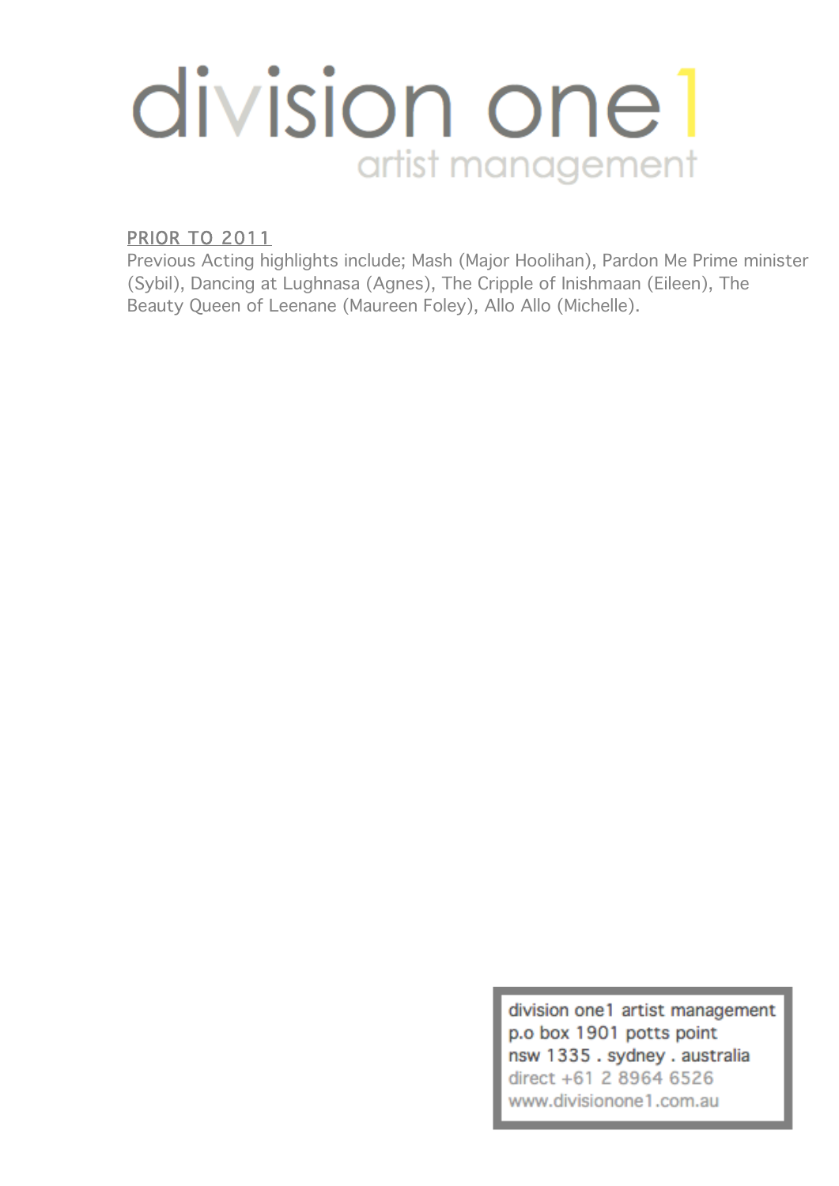# division one1
## artist management

PRIOR TO 2011

Previous Acting highlights include; Mash (Major Hoolihan), Pardon Me Prime minister (Sybil), Dancing at Lughnasa (Agnes), The Cripple of Inishmaan (Eileen), The Beauty Queen of Leenane (Maureen Foley), Allo Allo (Michelle).

division one1 artist management
p.o box 1901 potts point
nsw 1335 . sydney . australia
direct +61 2 8964 6526
www.divisionone1.com.au